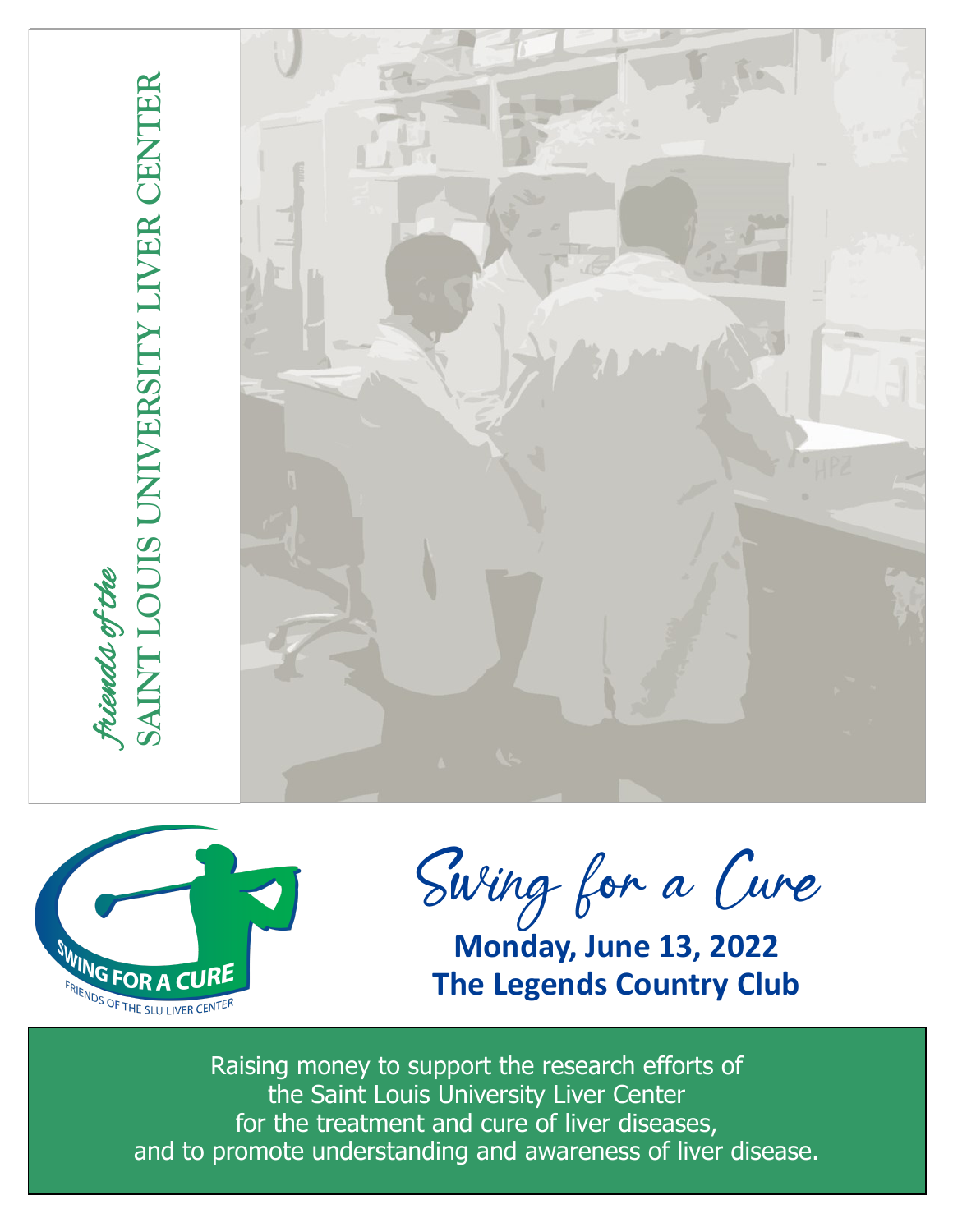*friends of the*
SAINT LOUIS UNIVERSITY LIVER CENTER

SWING FOR A CURE
FRIENDS OF THE SLU LIVER CENTER

# Swing for a Cure

**Monday, June 13, 2022**
**The Legends Country Club**

Raising money to support the research efforts of the Saint Louis University Liver Center for the treatment and cure of liver diseases, and to promote understanding and awareness of liver disease.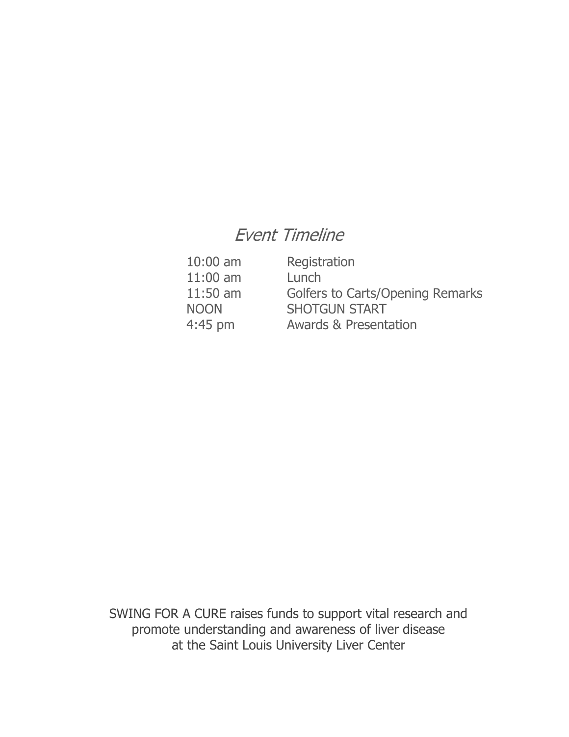## *Event Timeline*

| | |
|---|---|
| 10:00 am | Registration |
| 11:00 am | Lunch |
| 11:50 am | Golfers to Carts/Opening Remarks |
| NOON | SHOTGUN START |
| 4:45 pm | Awards & Presentation |

SWING FOR A CURE raises funds to support vital research and promote understanding and awareness of liver disease at the Saint Louis University Liver Center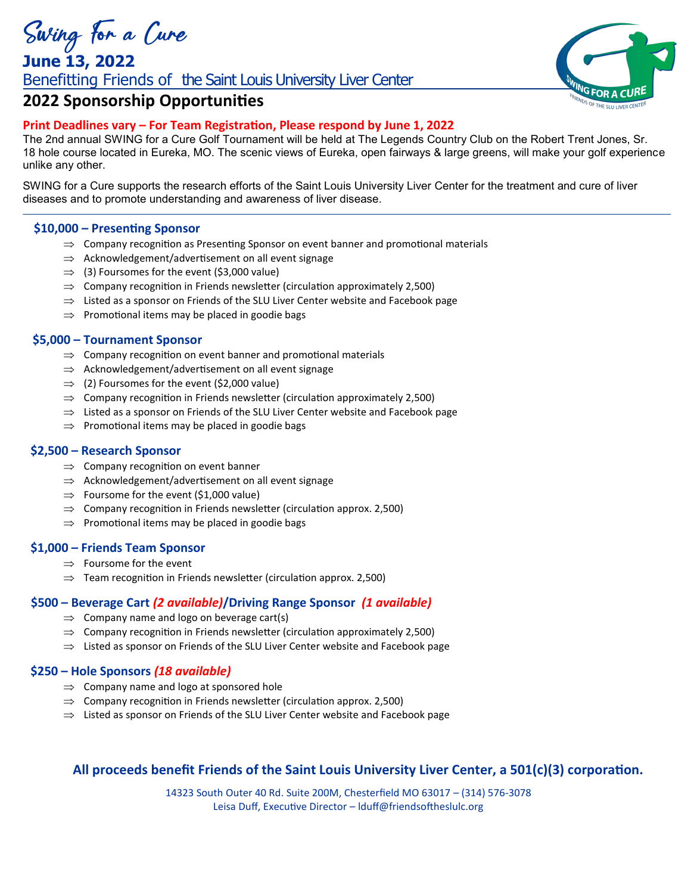# Swing for a Cure

**June 13, 2022**

Benefitting Friends of the Saint Louis University Liver Center

## 2022 Sponsorship Opportunities

**Print Deadlines vary – For Team Registration, Please respond by June 1, 2022**

The 2nd annual SWING for a Cure Golf Tournament will be held at The Legends Country Club on the Robert Trent Jones, Sr. 18 hole course located in Eureka, MO. The scenic views of Eureka, open fairways & large greens, will make your golf experience unlike any other.

SWING for a Cure supports the research efforts of the Saint Louis University Liver Center for the treatment and cure of liver diseases and to promote understanding and awareness of liver disease.

---

### $10,000 – Presenting Sponsor

- ⇒ Company recognition as Presenting Sponsor on event banner and promotional materials
- ⇒ Acknowledgement/advertisement on all event signage
- ⇒ (3) Foursomes for the event ($3,000 value)
- ⇒ Company recognition in Friends newsletter (circulation approximately 2,500)
- ⇒ Listed as a sponsor on Friends of the SLU Liver Center website and Facebook page
- ⇒ Promotional items may be placed in goodie bags

### $5,000 – Tournament Sponsor

- ⇒ Company recognition on event banner and promotional materials
- ⇒ Acknowledgement/advertisement on all event signage
- ⇒ (2) Foursomes for the event ($2,000 value)
- ⇒ Company recognition in Friends newsletter (circulation approximately 2,500)
- ⇒ Listed as a sponsor on Friends of the SLU Liver Center website and Facebook page
- ⇒ Promotional items may be placed in goodie bags

### $2,500 – Research Sponsor

- ⇒ Company recognition on event banner
- ⇒ Acknowledgement/advertisement on all event signage
- ⇒ Foursome for the event ($1,000 value)
- ⇒ Company recognition in Friends newsletter (circulation approx. 2,500)
- ⇒ Promotional items may be placed in goodie bags

### $1,000 – Friends Team Sponsor

- ⇒ Foursome for the event
- ⇒ Team recognition in Friends newsletter (circulation approx. 2,500)

### $500 – Beverage Cart *(2 available)*/Driving Range Sponsor *(1 available)*

- ⇒ Company name and logo on beverage cart(s)
- ⇒ Company recognition in Friends newsletter (circulation approximately 2,500)
- ⇒ Listed as sponsor on Friends of the SLU Liver Center website and Facebook page

### $250 – Hole Sponsors *(18 available)*

- ⇒ Company name and logo at sponsored hole
- ⇒ Company recognition in Friends newsletter (circulation approx. 2,500)
- ⇒ Listed as sponsor on Friends of the SLU Liver Center website and Facebook page

**All proceeds benefit Friends of the Saint Louis University Liver Center, a 501(c)(3) corporation.**

14323 South Outer 40 Rd. Suite 200M, Chesterfield MO 63017 – (314) 576-3078

Leisa Duff, Executive Director – lduff@friendsoftheslulc.org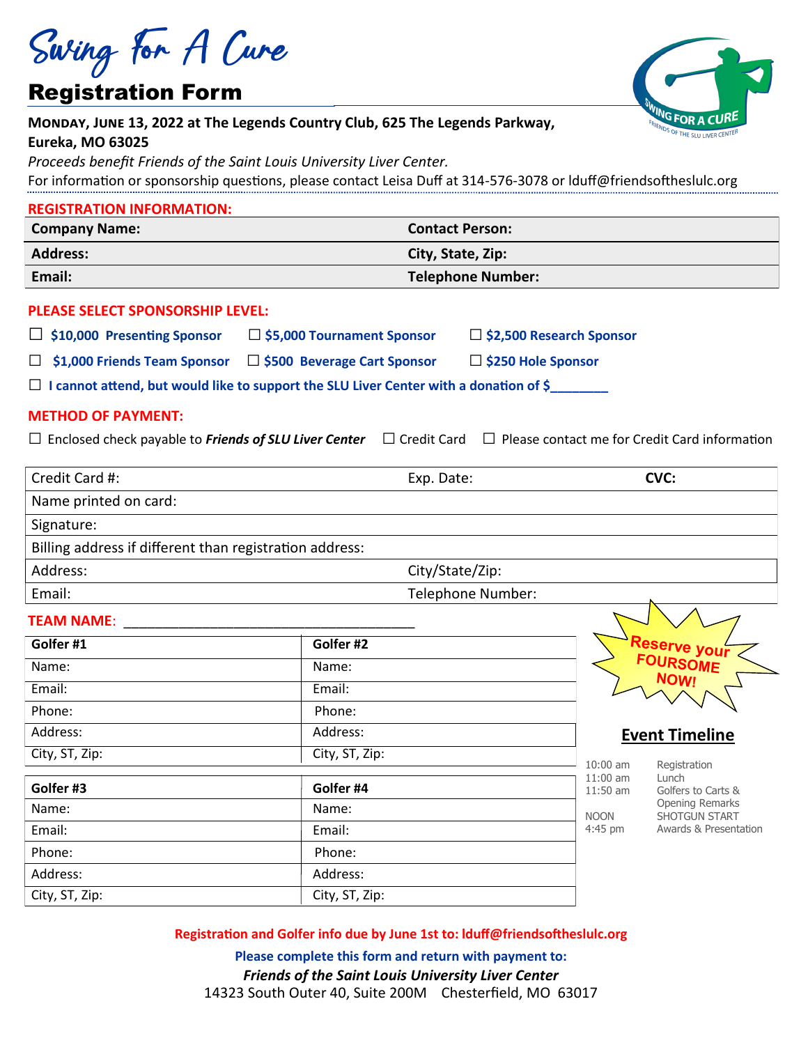# Swing For A Cure

## Registration Form

**MONDAY, JUNE 13, 2022 at The Legends Country Club, 625 The Legends Parkway, Eureka, MO 63025**

*Proceeds benefit Friends of the Saint Louis University Liver Center.*

For information or sponsorship questions, please contact Leisa Duff at 314-576-3078 or lduff@friendsoftheslulc.org

**REGISTRATION INFORMATION:**

| | |
|---|---|
| **Company Name:** | **Contact Person:** |
| **Address:** | **City, State, Zip:** |
| **Email:** | **Telephone Number:** |

**PLEASE SELECT SPONSORSHIP LEVEL:**

☐ **$10,000 Presenting Sponsor** ☐ **$5,000 Tournament Sponsor** ☐ **$2,500 Research Sponsor**

☐ **$1,000 Friends Team Sponsor** ☐ **$500 Beverage Cart Sponsor** ☐ **$250 Hole Sponsor**

☐ **I cannot attend, but would like to support the SLU Liver Center with a donation of $________**

**METHOD OF PAYMENT:**

☐ Enclosed check payable to ***Friends of SLU Liver Center*** ☐ Credit Card ☐ Please contact me for Credit Card information

| | | |
|---|---|---|
| Credit Card #: | Exp. Date: | **CVC:** |
| Name printed on card: | | |
| Signature: | | |
| Billing address if different than registration address: | | |
| Address: | City/State/Zip: | |
| Email: | Telephone Number: | |

**TEAM NAME**: ______________________________________

| **Golfer #1** | **Golfer #2** |
|---|---|
| Name: | Name: |
| Email: | Email: |
| Phone: | Phone: |
| Address: | Address: |
| City, ST, Zip: | City, ST, Zip: |

| **Golfer #3** | **Golfer #4** |
|---|---|
| Name: | Name: |
| Email: | Email: |
| Phone: | Phone: |
| Address: | Address: |
| City, ST, Zip: | City, ST, Zip: |

**Reserve your FOURSOME NOW!**

### Event Timeline

| | |
|---|---|
| 10:00 am | Registration |
| 11:00 am | Lunch |
| 11:50 am | Golfers to Carts & Opening Remarks |
| NOON | SHOTGUN START |
| 4:45 pm | Awards & Presentation |

**Registration and Golfer info due by June 1st to: lduff@friendsoftheslulc.org**

**Please complete this form and return with payment to:**

***Friends of the Saint Louis University Liver Center***

14323 South Outer 40, Suite 200M Chesterfield, MO 63017